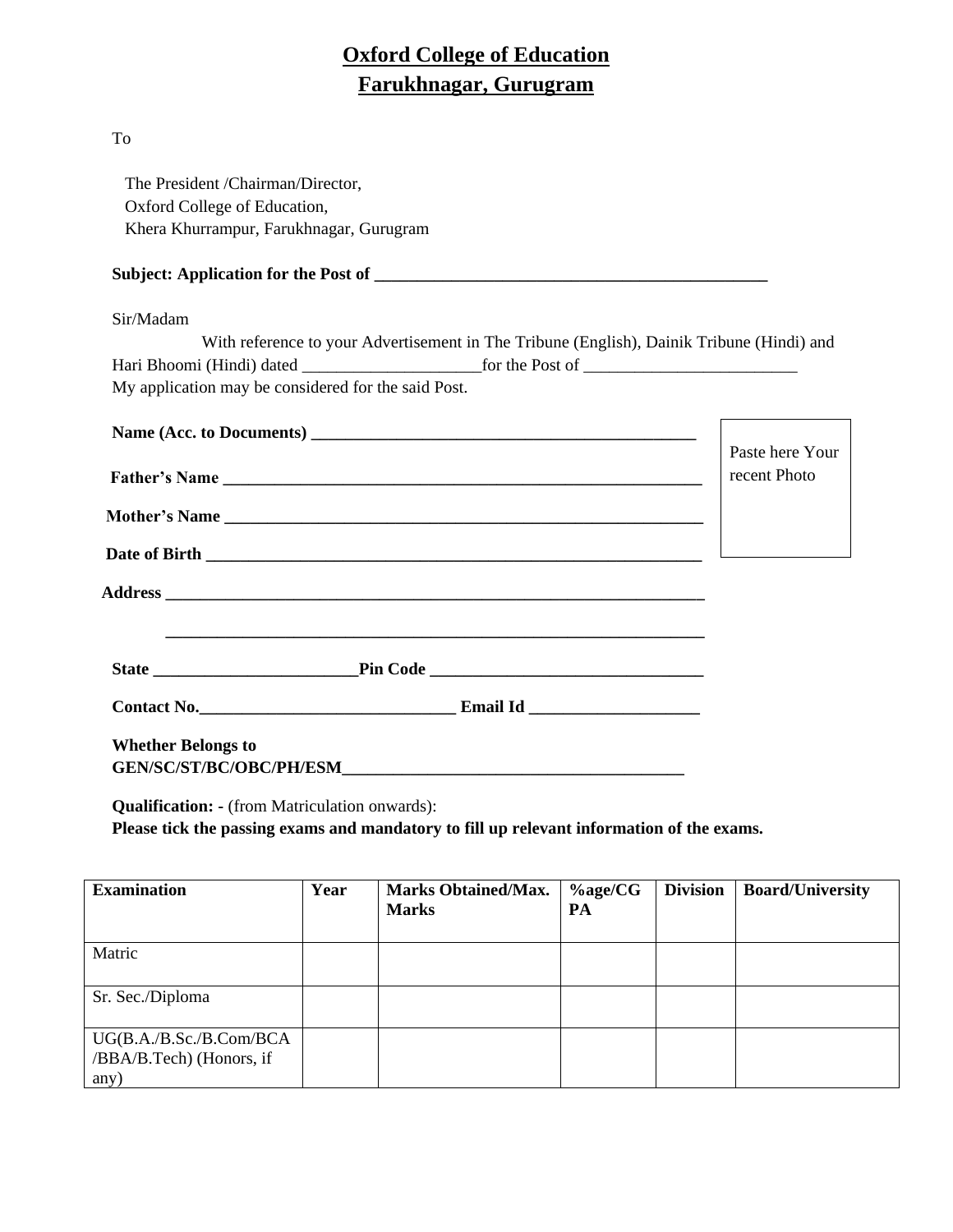# Oxford College of Education
## Farukhnagar, Gurugram

To

The President /Chairman/Director,
Oxford College of Education,
Khera Khurrampur, Farukhnagar, Gurugram

**Subject: Application for the Post of ________________________________________________**

Sir/Madam

With reference to your Advertisement in The Tribune (English), Dainik Tribune (Hindi) and Hari Bhoomi (Hindi) dated _____________________for the Post of _________________________
My application may be considered for the said Post.

Paste here Your recent Photo

**Name (Acc. to Documents) ______________________________________________**

**Father's Name ________________________________________________________**

**Mother's Name ________________________________________________________**

**Date of Birth __________________________________________________________**

**Address _______________________________________________________________**

**_______________________________________________________________**

**State ________________________Pin Code ________________________________**

**Contact No.______________________________ Email Id ____________________**

**Whether Belongs to**
**GEN/SC/ST/BC/OBC/PH/ESM_________________________________________**

**Qualification: -** (from Matriculation onwards):
**Please tick the passing exams and mandatory to fill up relevant information of the exams.**

| **Examination** | **Year** | **Marks Obtained/Max. Marks** | **%age/CGPA** | **Division** | **Board/University** |
|---|---|---|---|---|---|
| Matric | | | | | |
| Sr. Sec./Diploma | | | | | |
| UG(B.A./B.Sc./B.Com/BCA /BBA/B.Tech) (Honors, if any) | | | | | |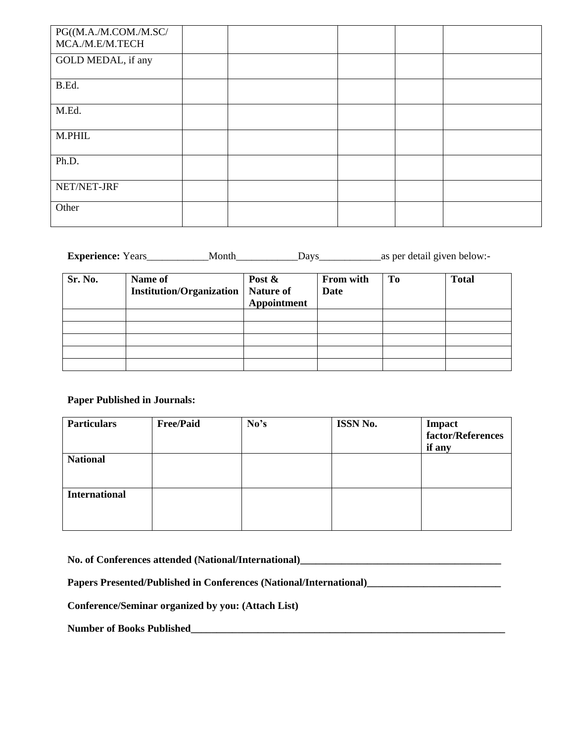| PG((M.A./M.COM./M.SC/ MCA./M.E/M.TECH | | | | | |
|---|---|---|---|---|---|
| GOLD MEDAL, if any | | | | | |
| B.Ed. | | | | | |
| M.Ed. | | | | | |
| M.PHIL | | | | | |
| Ph.D. | | | | | |
| NET/NET-JRF | | | | | |
| Other | | | | | |

**Experience:** Years____________Month____________Days____________as per detail given below:-

| **Sr. No.** | **Name of Institution/Organization** | **Post & Nature of Appointment** | **From with Date** | **To** | **Total** |
|---|---|---|---|---|---|
| | | | | | |
| | | | | | |
| | | | | | |
| | | | | | |
| | | | | | |

**Paper Published in Journals:**

| **Particulars** | **Free/Paid** | **No's** | **ISSN No.** | **Impact factor/References if any** |
|---|---|---|---|---|
| **National** | | | | |
| **International** | | | | |

**No. of Conferences attended (National/International)________________________________________**

**Papers Presented/Published in Conferences (National/International)__________________________**

**Conference/Seminar organized by you: (Attach List)**

**Number of Books Published_________________________________________________________________**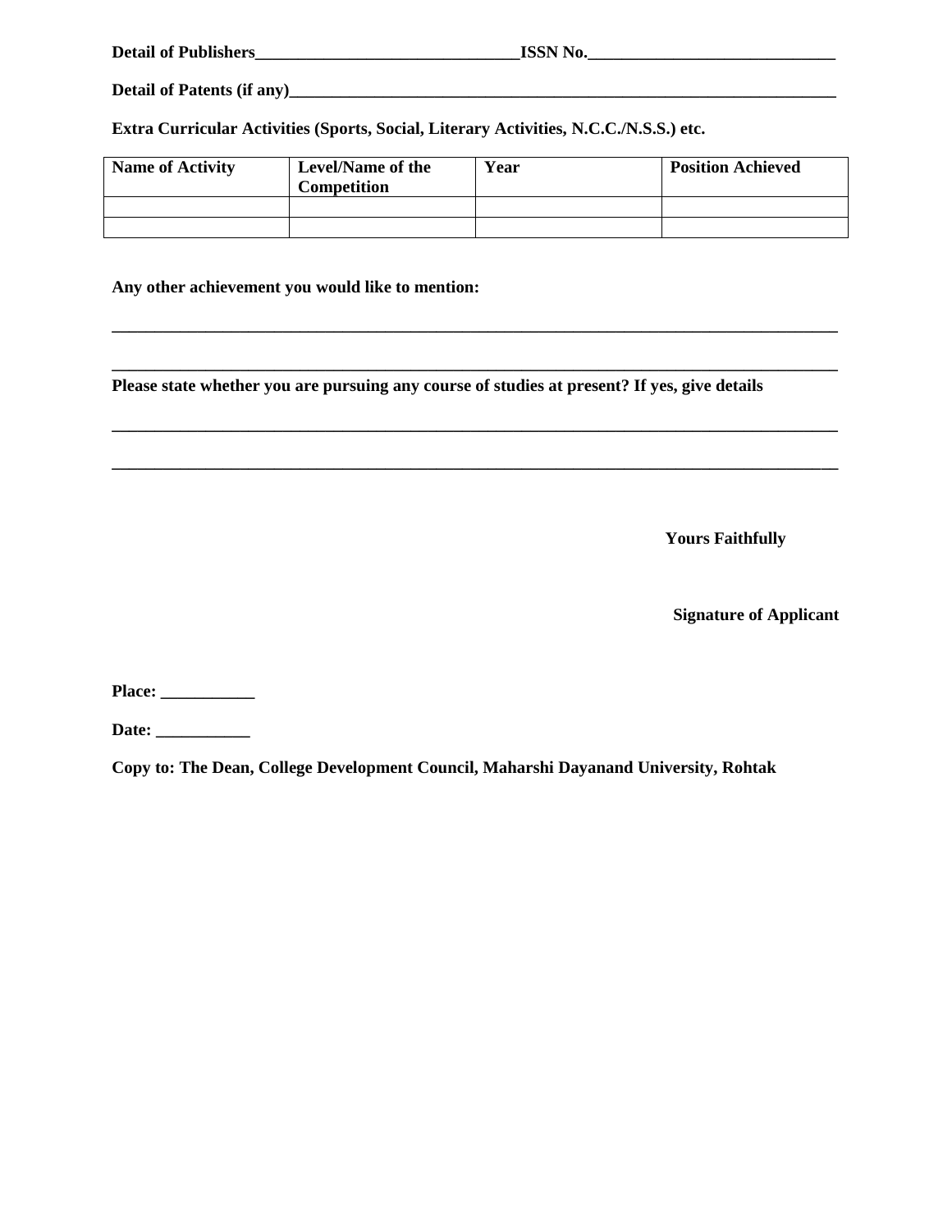**Detail of Publishers________________________________ISSN No.______________________________**

**Detail of Patents (if any)______________________________________________________________________**

**Extra Curricular Activities (Sports, Social, Literary Activities, N.C.C./N.S.S.) etc.**

| Name of Activity | Level/Name of the Competition | Year | Position Achieved |
|---|---|---|---|
| | | | |
| | | | |

**Any other achievement you would like to mention:**

_____________________________________________________________________________________________

_____________________________________________________________________________________________

**Please state whether you are pursuing any course of studies at present? If yes, give details**

_____________________________________________________________________________________________

_____________________________________________________________________________________________

**Yours Faithfully**

**Signature of Applicant**

**Place: ___________**

**Date: ___________**

**Copy to: The Dean, College Development Council, Maharshi Dayanand University, Rohtak**